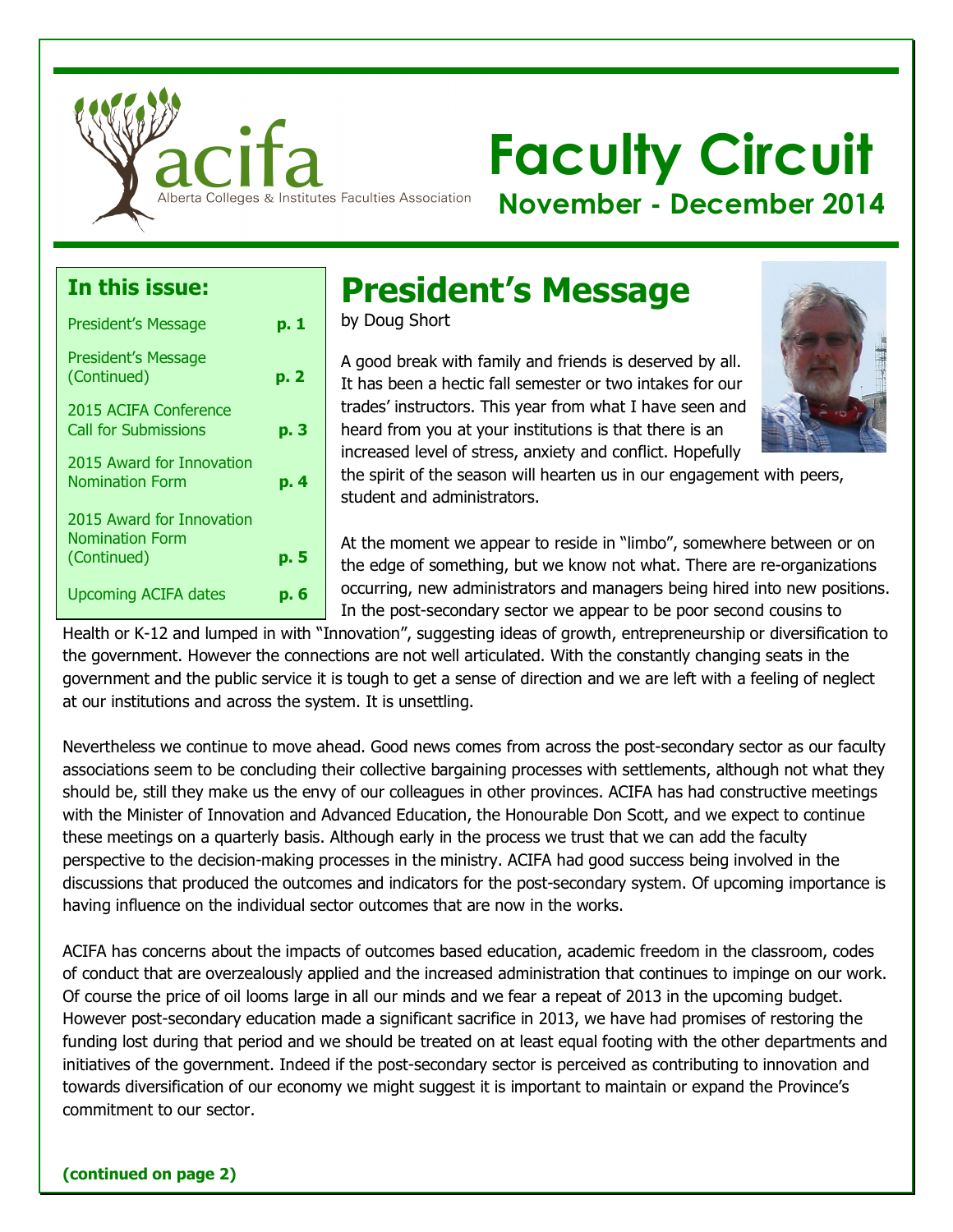acifa

Alberta Colleges & Institutes Faculties Association

# Faculty Circuit

## November - December 2014

### In this issue:

| | |
|---|---|
| President's Message | p. 1 |
| President's Message (Continued) | p. 2 |
| 2015 ACIFA Conference Call for Submissions | p. 3 |
| 2015 Award for Innovation Nomination Form | p. 4 |
| 2015 Award for Innovation Nomination Form (Continued) | p. 5 |
| Upcoming ACIFA dates | p. 6 |

# President's Message

by Doug Short

A good break with family and friends is deserved by all. It has been a hectic fall semester or two intakes for our trades' instructors. This year from what I have seen and heard from you at your institutions is that there is an increased level of stress, anxiety and conflict. Hopefully the spirit of the season will hearten us in our engagement with peers, student and administrators.

At the moment we appear to reside in "limbo", somewhere between or on the edge of something, but we know not what. There are re-organizations occurring, new administrators and managers being hired into new positions. In the post-secondary sector we appear to be poor second cousins to Health or K-12 and lumped in with "Innovation", suggesting ideas of growth, entrepreneurship or diversification to the government. However the connections are not well articulated. With the constantly changing seats in the government and the public service it is tough to get a sense of direction and we are left with a feeling of neglect at our institutions and across the system. It is unsettling.

Nevertheless we continue to move ahead. Good news comes from across the post-secondary sector as our faculty associations seem to be concluding their collective bargaining processes with settlements, although not what they should be, still they make us the envy of our colleagues in other provinces. ACIFA has had constructive meetings with the Minister of Innovation and Advanced Education, the Honourable Don Scott, and we expect to continue these meetings on a quarterly basis. Although early in the process we trust that we can add the faculty perspective to the decision-making processes in the ministry. ACIFA had good success being involved in the discussions that produced the outcomes and indicators for the post-secondary system. Of upcoming importance is having influence on the individual sector outcomes that are now in the works.

ACIFA has concerns about the impacts of outcomes based education, academic freedom in the classroom, codes of conduct that are overzealously applied and the increased administration that continues to impinge on our work. Of course the price of oil looms large in all our minds and we fear a repeat of 2013 in the upcoming budget. However post-secondary education made a significant sacrifice in 2013, we have had promises of restoring the funding lost during that period and we should be treated on at least equal footing with the other departments and initiatives of the government. Indeed if the post-secondary sector is perceived as contributing to innovation and towards diversification of our economy we might suggest it is important to maintain or expand the Province's commitment to our sector.

**(continued on page 2)**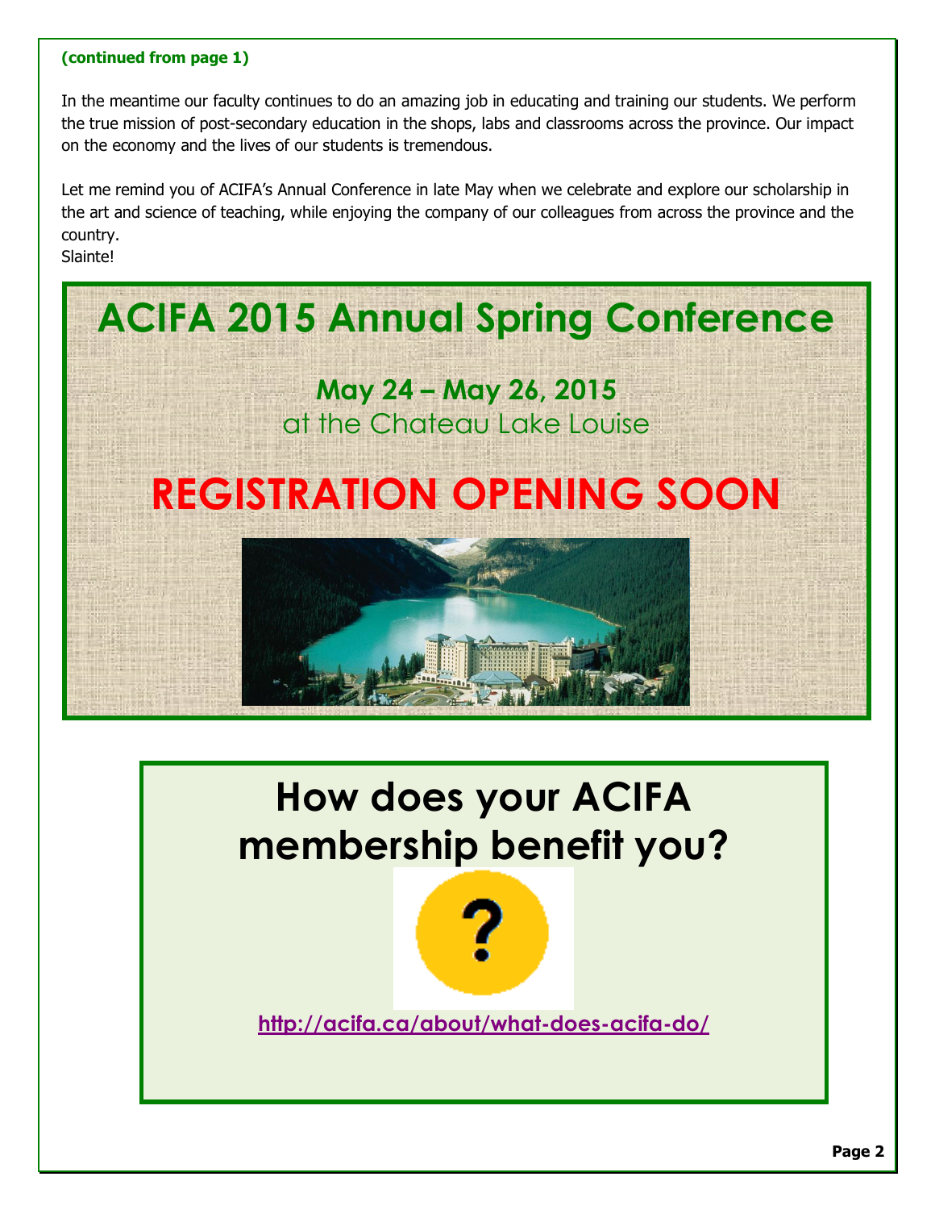**(continued from page 1)**

In the meantime our faculty continues to do an amazing job in educating and training our students. We perform the true mission of post-secondary education in the shops, labs and classrooms across the province. Our impact on the economy and the lives of our students is tremendous.

Let me remind you of ACIFA's Annual Conference in late May when we celebrate and explore our scholarship in the art and science of teaching, while enjoying the company of our colleagues from across the province and the country.

Slainte!

# ACIFA 2015 Annual Spring Conference

**May 24 – May 26, 2015**

at the Chateau Lake Louise

## REGISTRATION OPENING SOON

# How does your ACIFA membership benefit you?

http://acifa.ca/about/what-does-acifa-do/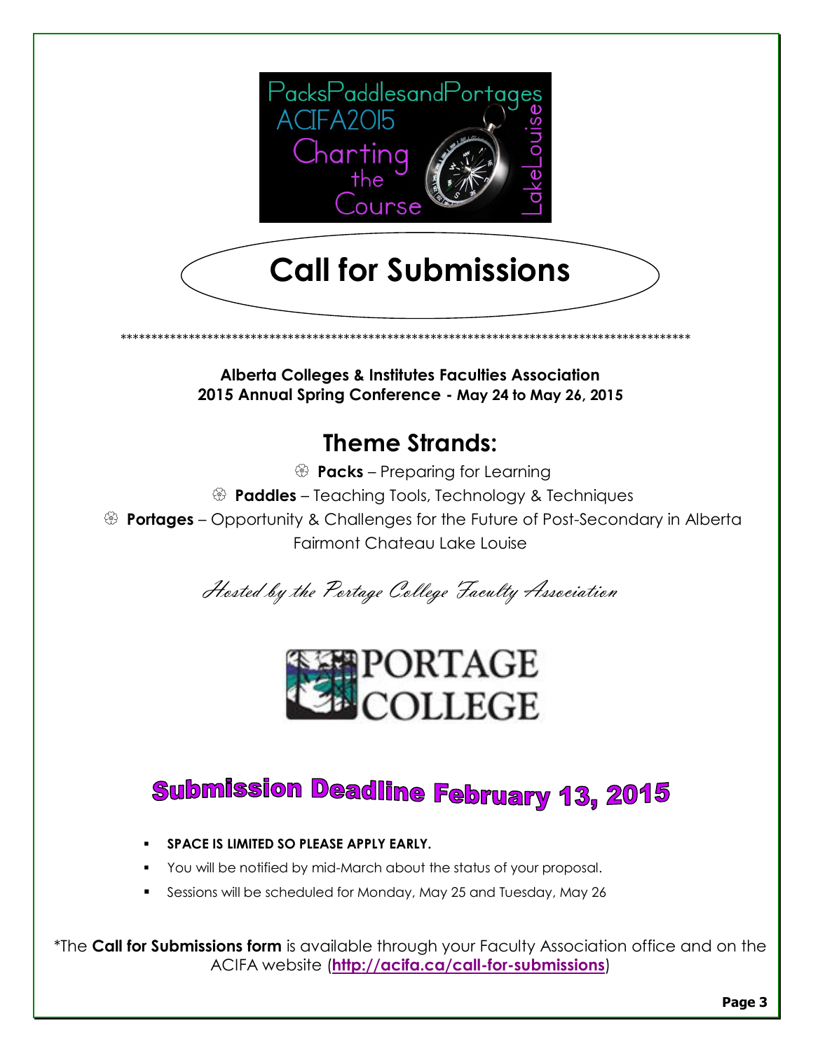PacksPaddlesandPortages
ACIFA2015
Charting the Course
LakeLouise

# Call for Submissions

*********************************************************************************************

**Alberta Colleges & Institutes Faculties Association**
**2015 Annual Spring Conference - May 24 to May 26, 2015**

## Theme Strands:

- **Packs** – Preparing for Learning
- **Paddles** – Teaching Tools, Technology & Techniques
- **Portages** – Opportunity & Challenges for the Future of Post-Secondary in Alberta

Fairmont Chateau Lake Louise

*Hosted by the Portage College Faculty Association*

PORTAGE COLLEGE

## Submission Deadline February 13, 2015

- **SPACE IS LIMITED SO PLEASE APPLY EARLY.**
- You will be notified by mid-March about the status of your proposal.
- Sessions will be scheduled for Monday, May 25 and Tuesday, May 26

*The **Call for Submissions form** is available through your Faculty Association office and on the ACIFA website (**http://acifa.ca/call-for-submissions**)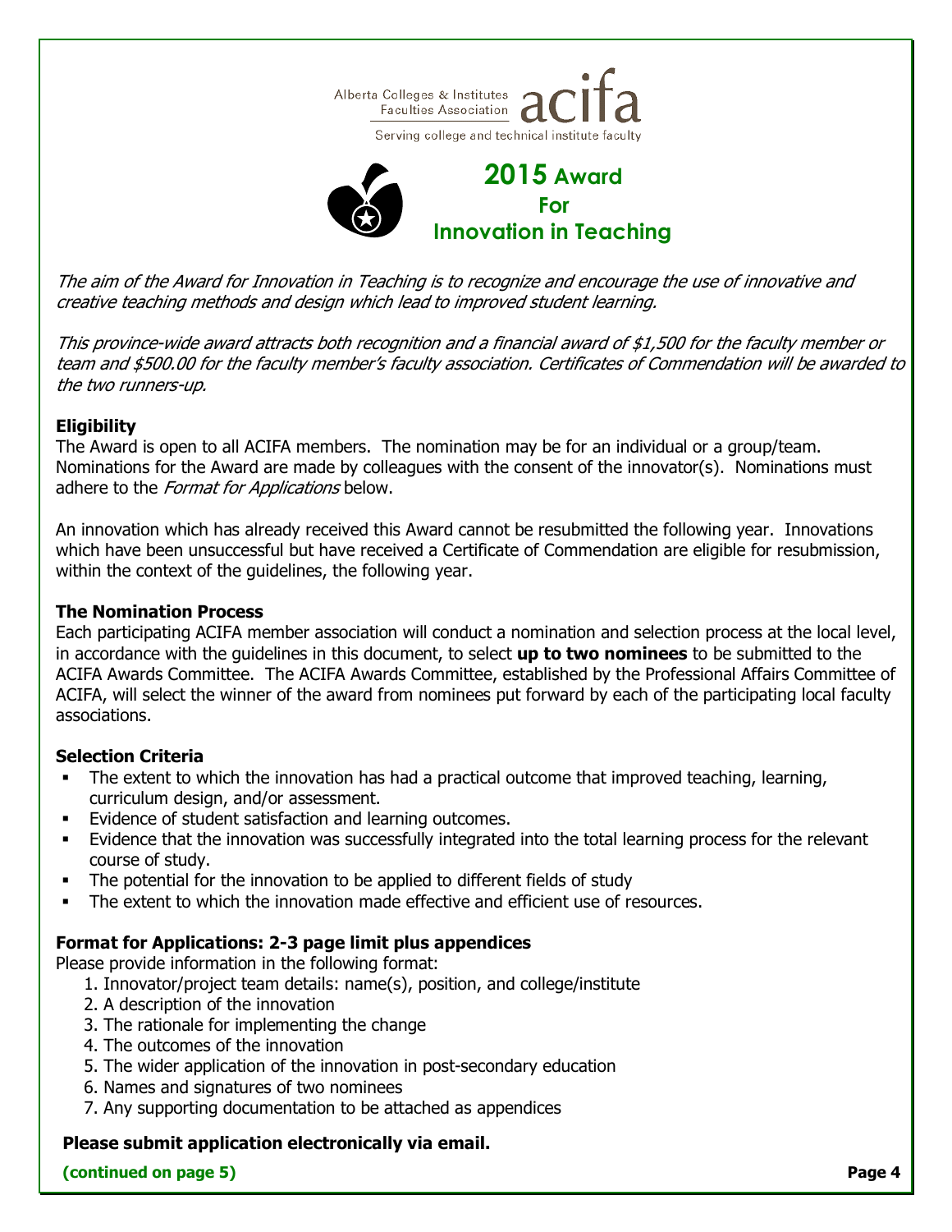Alberta Colleges & Institutes Faculties Association **acifa**

Serving college and technical institute faculty

# 2015 Award For Innovation in Teaching

*The aim of the Award for Innovation in Teaching is to recognize and encourage the use of innovative and creative teaching methods and design which lead to improved student learning.*

*This province-wide award attracts both recognition and a financial award of $1,500 for the faculty member or team and $500.00 for the faculty member's faculty association. Certificates of Commendation will be awarded to the two runners-up.*

### Eligibility

The Award is open to all ACIFA members. The nomination may be for an individual or a group/team. Nominations for the Award are made by colleagues with the consent of the innovator(s). Nominations must adhere to the *Format for Applications* below.

An innovation which has already received this Award cannot be resubmitted the following year. Innovations which have been unsuccessful but have received a Certificate of Commendation are eligible for resubmission, within the context of the guidelines, the following year.

### The Nomination Process

Each participating ACIFA member association will conduct a nomination and selection process at the local level, in accordance with the guidelines in this document, to select **up to two nominees** to be submitted to the ACIFA Awards Committee. The ACIFA Awards Committee, established by the Professional Affairs Committee of ACIFA, will select the winner of the award from nominees put forward by each of the participating local faculty associations.

### Selection Criteria

- The extent to which the innovation has had a practical outcome that improved teaching, learning, curriculum design, and/or assessment.
- Evidence of student satisfaction and learning outcomes.
- Evidence that the innovation was successfully integrated into the total learning process for the relevant course of study.
- The potential for the innovation to be applied to different fields of study
- The extent to which the innovation made effective and efficient use of resources.

### Format for Applications: 2-3 page limit plus appendices

Please provide information in the following format:

1. Innovator/project team details: name(s), position, and college/institute
2. A description of the innovation
3. The rationale for implementing the change
4. The outcomes of the innovation
5. The wider application of the innovation in post-secondary education
6. Names and signatures of two nominees
7. Any supporting documentation to be attached as appendices

**Please submit application electronically via email.**

**(continued on page 5)**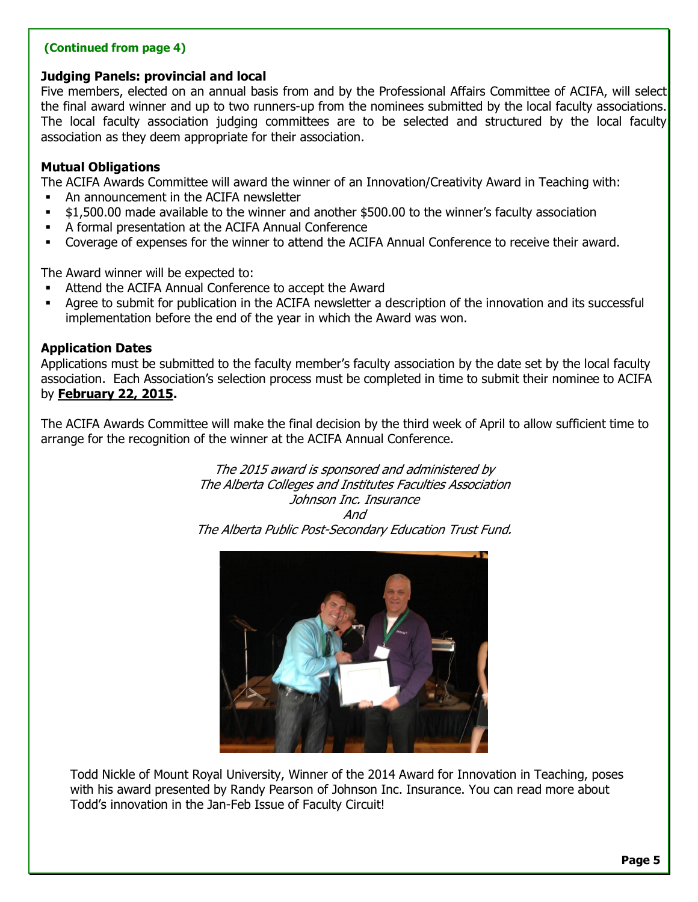**(Continued from page 4)**

### Judging Panels: provincial and local

Five members, elected on an annual basis from and by the Professional Affairs Committee of ACIFA, will select the final award winner and up to two runners-up from the nominees submitted by the local faculty associations. The local faculty association judging committees are to be selected and structured by the local faculty association as they deem appropriate for their association.

### Mutual Obligations

The ACIFA Awards Committee will award the winner of an Innovation/Creativity Award in Teaching with:

- An announcement in the ACIFA newsletter
- $1,500.00 made available to the winner and another $500.00 to the winner's faculty association
- A formal presentation at the ACIFA Annual Conference
- Coverage of expenses for the winner to attend the ACIFA Annual Conference to receive their award.

The Award winner will be expected to:

- Attend the ACIFA Annual Conference to accept the Award
- Agree to submit for publication in the ACIFA newsletter a description of the innovation and its successful implementation before the end of the year in which the Award was won.

### Application Dates

Applications must be submitted to the faculty member's faculty association by the date set by the local faculty association. Each Association's selection process must be completed in time to submit their nominee to ACIFA by **February 22, 2015.**

The ACIFA Awards Committee will make the final decision by the third week of April to allow sufficient time to arrange for the recognition of the winner at the ACIFA Annual Conference.

*The 2015 award is sponsored and administered by*
*The Alberta Colleges and Institutes Faculties Association*
*Johnson Inc. Insurance*
*And*
*The Alberta Public Post-Secondary Education Trust Fund.*

Todd Nickle of Mount Royal University, Winner of the 2014 Award for Innovation in Teaching, poses with his award presented by Randy Pearson of Johnson Inc. Insurance. You can read more about Todd's innovation in the Jan-Feb Issue of Faculty Circuit!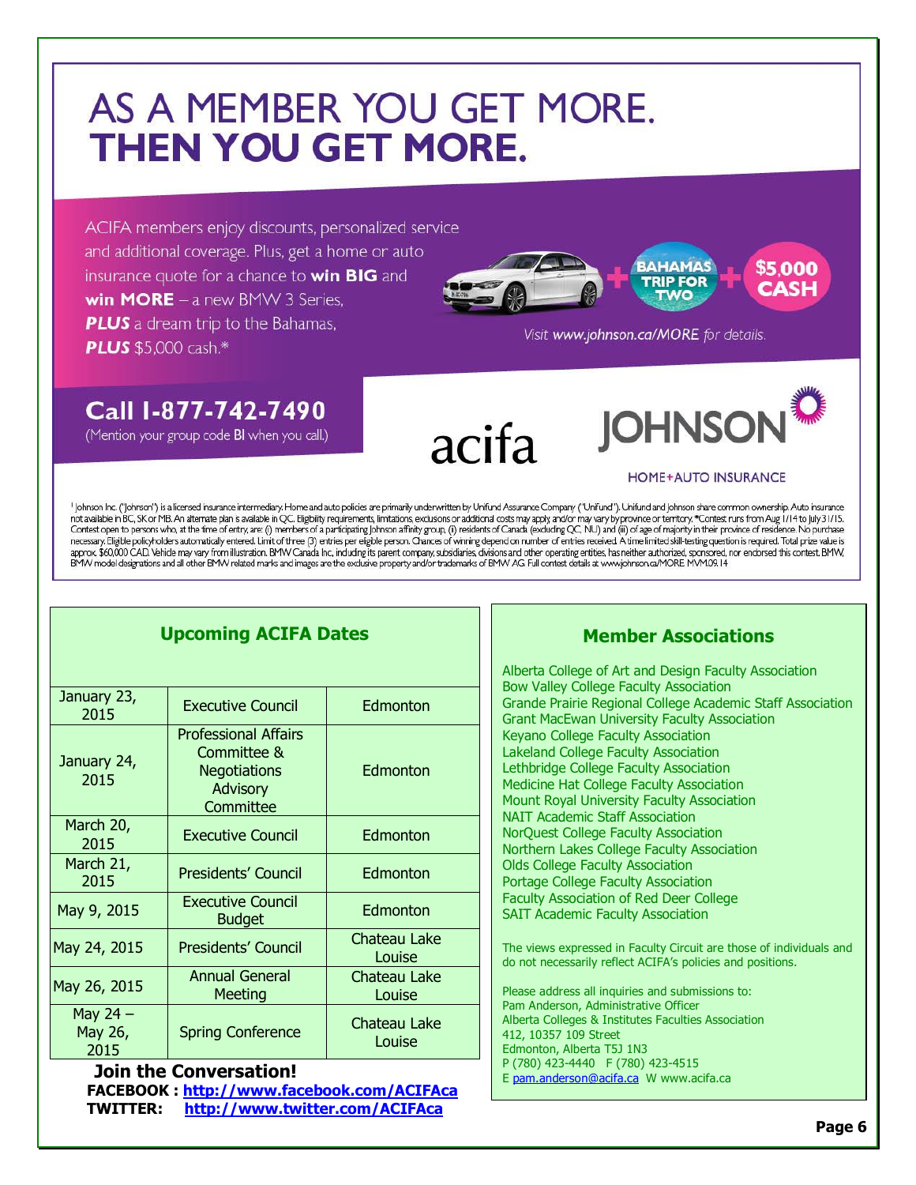# AS A MEMBER YOU GET MORE.
# THEN YOU GET MORE.

ACIFA members enjoy discounts, personalized service and additional coverage. Plus, get a home or auto insurance quote for a chance to **win BIG** and **win MORE** – a new BMW 3 Series, ***PLUS*** a dream trip to the Bahamas, ***PLUS*** $5,000 cash.*

BAHAMAS TRIP FOR TWO + $5,000 CASH

Visit *www.johnson.ca/MORE* for details.

## Call 1-877-742-7490

(Mention your group code **BI** when you call.)

acifa

JOHNSON

HOME+AUTO INSURANCE

[1]Johnson Inc. ("Johnson") is a licensed insurance intermediary. Home and auto policies are primarily underwritten by Unifund Assurance Company ("Unifund"). Unifund and Johnson share common ownership. Auto insurance not available in BC, SK or MB. An alternate plan is available in QC. Eligibility requirements, limitations, exclusions or additional costs may apply, and/or may vary by province or territory. *Contest runs from Aug 1/14 to July 31/15. Contest open to persons who, at the time of entry, are: (i) members of a participating Johnson affinity group, (ii) residents of Canada (excluding QC, NU) and (iii) of age of majority in their province of residence. No purchase necessary. Eligible policyholders automatically entered. Limit of three (3) entries per eligible person. Chances of winning depend on number of entries received. A time limited skill-testing question is required. Total prize value is approx. $60,000 CAD. Vehicle may vary from illustration. BMW Canada Inc., including its parent company, subsidiaries, divisions and other operating entities, has neither authorized, sponsored, nor endorsed this contest. BMW, BMW model designations and all other BMW related marks and images are the exclusive property and/or trademarks of BMW AG. Full contest details at www.johnson.ca/MORE MVM.09.14

## Upcoming ACIFA Dates

| | | |
|---|---|---|
| January 23, 2015 | Executive Council | Edmonton |
| January 24, 2015 | Professional Affairs Committee & Negotiations Advisory Committee | Edmonton |
| March 20, 2015 | Executive Council | Edmonton |
| March 21, 2015 | Presidents' Council | Edmonton |
| May 9, 2015 | Executive Council Budget | Edmonton |
| May 24, 2015 | Presidents' Council | Chateau Lake Louise |
| May 26, 2015 | Annual General Meeting | Chateau Lake Louise |
| May 24 – May 26, 2015 | Spring Conference | Chateau Lake Louise |

**Join the Conversation!**

**FACEBOOK : http://www.facebook.com/ACIFAca**

**TWITTER: http://www.twitter.com/ACIFAca**

## Member Associations

Alberta College of Art and Design Faculty Association
Bow Valley College Faculty Association
Grande Prairie Regional College Academic Staff Association
Grant MacEwan University Faculty Association
Keyano College Faculty Association
Lakeland College Faculty Association
Lethbridge College Faculty Association
Medicine Hat College Faculty Association
Mount Royal University Faculty Association
NAIT Academic Staff Association
NorQuest College Faculty Association
Northern Lakes College Faculty Association
Olds College Faculty Association
Portage College Faculty Association
Faculty Association of Red Deer College
SAIT Academic Faculty Association

The views expressed in Faculty Circuit are those of individuals and do not necessarily reflect ACIFA's policies and positions.

Please address all inquiries and submissions to:
Pam Anderson, Administrative Officer
Alberta Colleges & Institutes Faculties Association
412, 10357 109 Street
Edmonton, Alberta T5J 1N3
P (780) 423-4440 F (780) 423-4515
E pam.anderson@acifa.ca W www.acifa.ca